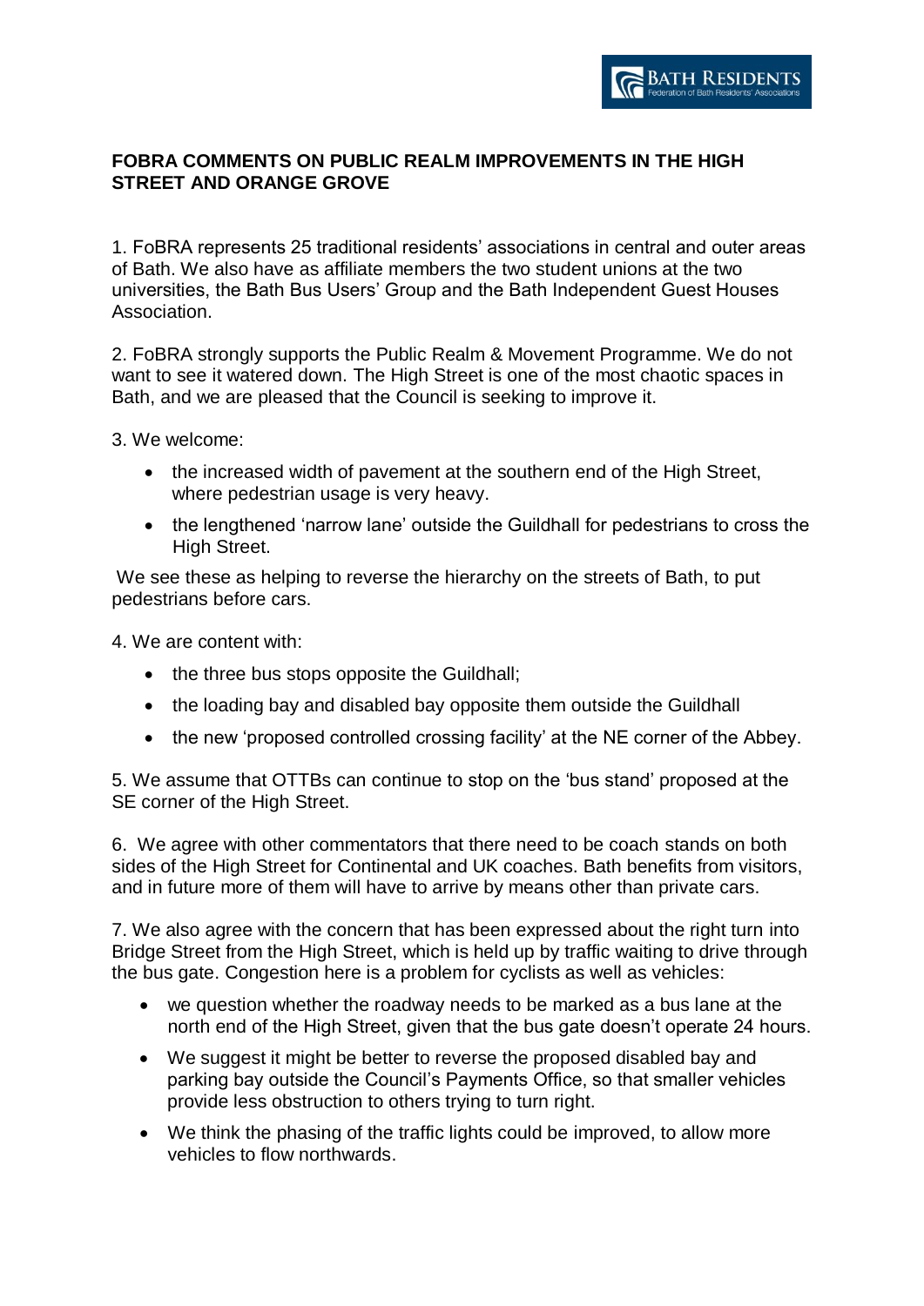## FOBRA COMMENTS ON PUBLIC REALM IMPROVEMENTS IN THE HIGH STREET AND ORANGE GROVE

1. FoBRA represents 25 traditional residents' associations in central and outer areas of Bath. We also have as affiliate members the two student unions at the two universities, the Bath Bus Users' Group and the Bath Independent Guest Houses Association.

2. FoBRA strongly supports the Public Realm & Movement Programme. We do not want to see it watered down. The High Street is one of the most chaotic spaces in Bath, and we are pleased that the Council is seeking to improve it.

3. We welcome:

- the increased width of pavement at the southern end of the High Street, where pedestrian usage is very heavy.
- the lengthened 'narrow lane' outside the Guildhall for pedestrians to cross the High Street.

We see these as helping to reverse the hierarchy on the streets of Bath, to put pedestrians before cars.

4. We are content with:

- the three bus stops opposite the Guildhall;
- the loading bay and disabled bay opposite them outside the Guildhall
- the new 'proposed controlled crossing facility' at the NE corner of the Abbey.

5. We assume that OTTBs can continue to stop on the 'bus stand' proposed at the SE corner of the High Street.

6. We agree with other commentators that there need to be coach stands on both sides of the High Street for Continental and UK coaches. Bath benefits from visitors, and in future more of them will have to arrive by means other than private cars.

7. We also agree with the concern that has been expressed about the right turn into Bridge Street from the High Street, which is held up by traffic waiting to drive through the bus gate. Congestion here is a problem for cyclists as well as vehicles:

- we question whether the roadway needs to be marked as a bus lane at the north end of the High Street, given that the bus gate doesn't operate 24 hours.
- We suggest it might be better to reverse the proposed disabled bay and parking bay outside the Council's Payments Office, so that smaller vehicles provide less obstruction to others trying to turn right.
- We think the phasing of the traffic lights could be improved, to allow more vehicles to flow northwards.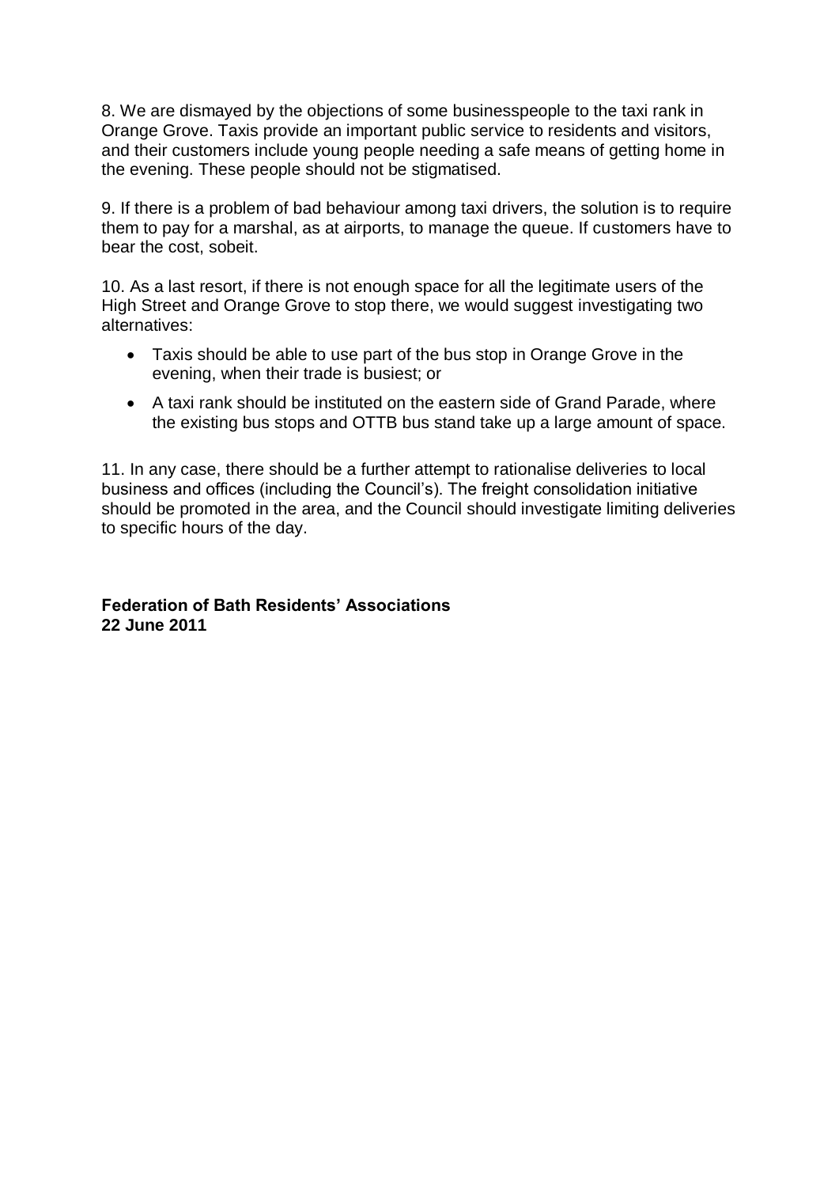8. We are dismayed by the objections of some businesspeople to the taxi rank in Orange Grove. Taxis provide an important public service to residents and visitors, and their customers include young people needing a safe means of getting home in the evening. These people should not be stigmatised.

9. If there is a problem of bad behaviour among taxi drivers, the solution is to require them to pay for a marshal, as at airports, to manage the queue. If customers have to bear the cost, sobeit.

10. As a last resort, if there is not enough space for all the legitimate users of the High Street and Orange Grove to stop there, we would suggest investigating two alternatives:

- Taxis should be able to use part of the bus stop in Orange Grove in the evening, when their trade is busiest; or
- A taxi rank should be instituted on the eastern side of Grand Parade, where the existing bus stops and OTTB bus stand take up a large amount of space.

11. In any case, there should be a further attempt to rationalise deliveries to local business and offices (including the Council's). The freight consolidation initiative should be promoted in the area, and the Council should investigate limiting deliveries to specific hours of the day.

**Federation of Bath Residents' Associations**
**22 June 2011**